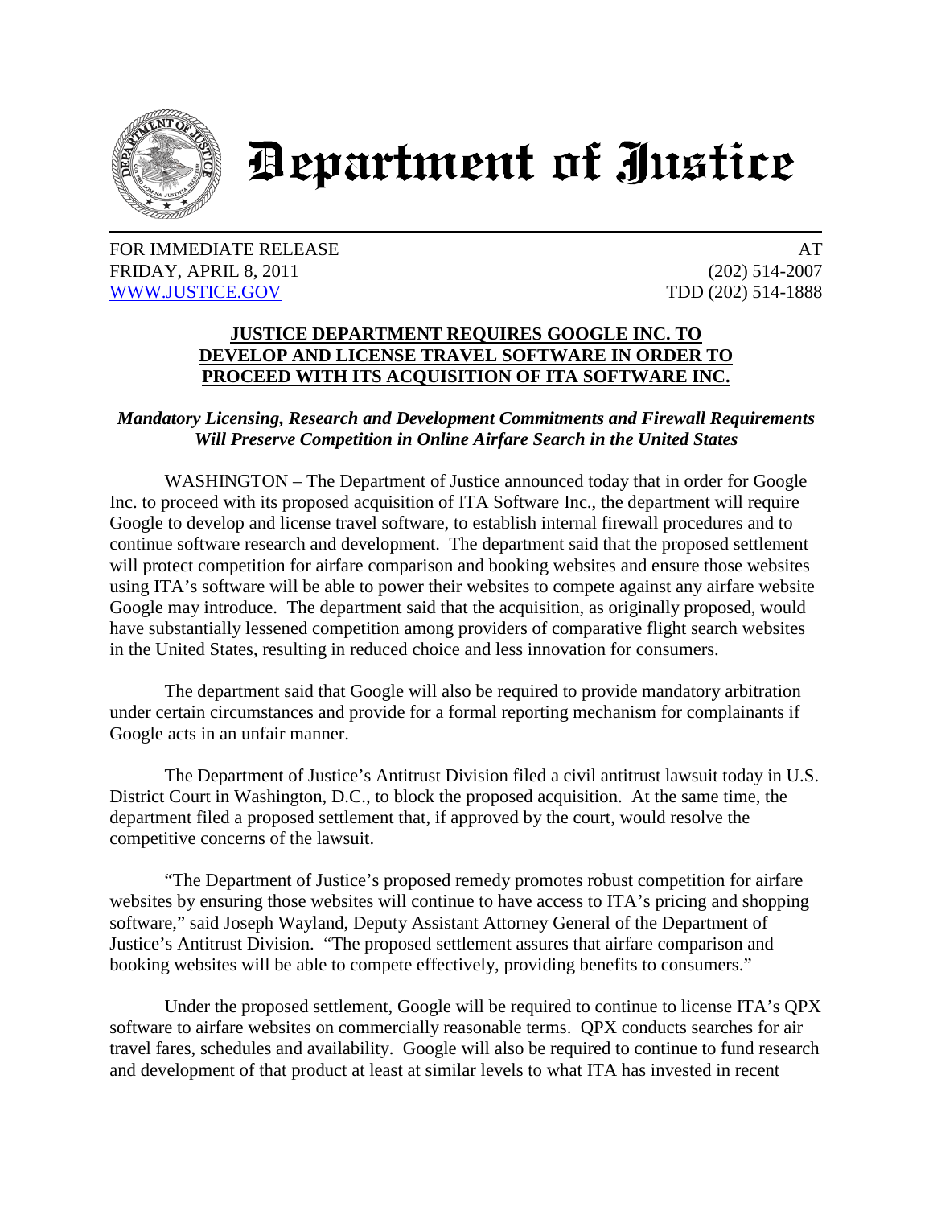# Department of Justice

FOR IMMEDIATE RELEASE
FRIDAY, APRIL 8, 2011
[WWW.JUSTICE.GOV](http://WWW.JUSTICE.GOV)

AT
(202) 514-2007
TDD (202) 514-1888

## JUSTICE DEPARTMENT REQUIRES GOOGLE INC. TO DEVELOP AND LICENSE TRAVEL SOFTWARE IN ORDER TO PROCEED WITH ITS ACQUISITION OF ITA SOFTWARE INC.

***Mandatory Licensing, Research and Development Commitments and Firewall Requirements Will Preserve Competition in Online Airfare Search in the United States***

WASHINGTON – The Department of Justice announced today that in order for Google Inc. to proceed with its proposed acquisition of ITA Software Inc., the department will require Google to develop and license travel software, to establish internal firewall procedures and to continue software research and development. The department said that the proposed settlement will protect competition for airfare comparison and booking websites and ensure those websites using ITA's software will be able to power their websites to compete against any airfare website Google may introduce. The department said that the acquisition, as originally proposed, would have substantially lessened competition among providers of comparative flight search websites in the United States, resulting in reduced choice and less innovation for consumers.

The department said that Google will also be required to provide mandatory arbitration under certain circumstances and provide for a formal reporting mechanism for complainants if Google acts in an unfair manner.

The Department of Justice's Antitrust Division filed a civil antitrust lawsuit today in U.S. District Court in Washington, D.C., to block the proposed acquisition. At the same time, the department filed a proposed settlement that, if approved by the court, would resolve the competitive concerns of the lawsuit.

"The Department of Justice's proposed remedy promotes robust competition for airfare websites by ensuring those websites will continue to have access to ITA's pricing and shopping software," said Joseph Wayland, Deputy Assistant Attorney General of the Department of Justice's Antitrust Division. "The proposed settlement assures that airfare comparison and booking websites will be able to compete effectively, providing benefits to consumers."

Under the proposed settlement, Google will be required to continue to license ITA's QPX software to airfare websites on commercially reasonable terms. QPX conducts searches for air travel fares, schedules and availability. Google will also be required to continue to fund research and development of that product at least at similar levels to what ITA has invested in recent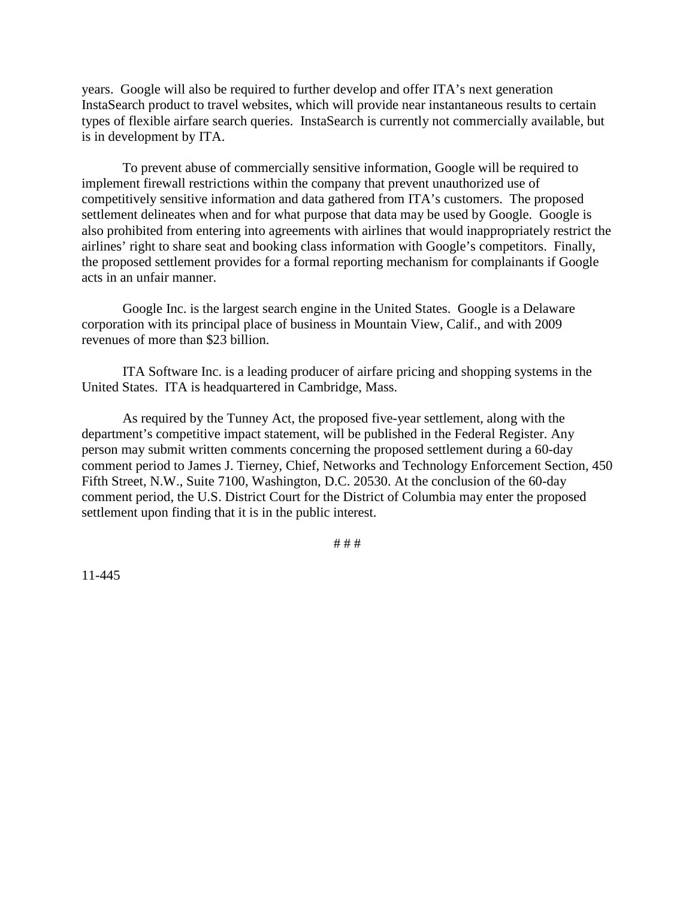years. Google will also be required to further develop and offer ITA's next generation InstaSearch product to travel websites, which will provide near instantaneous results to certain types of flexible airfare search queries. InstaSearch is currently not commercially available, but is in development by ITA.

To prevent abuse of commercially sensitive information, Google will be required to implement firewall restrictions within the company that prevent unauthorized use of competitively sensitive information and data gathered from ITA's customers. The proposed settlement delineates when and for what purpose that data may be used by Google. Google is also prohibited from entering into agreements with airlines that would inappropriately restrict the airlines' right to share seat and booking class information with Google's competitors. Finally, the proposed settlement provides for a formal reporting mechanism for complainants if Google acts in an unfair manner.

Google Inc. is the largest search engine in the United States. Google is a Delaware corporation with its principal place of business in Mountain View, Calif., and with 2009 revenues of more than $23 billion.

ITA Software Inc. is a leading producer of airfare pricing and shopping systems in the United States. ITA is headquartered in Cambridge, Mass.

As required by the Tunney Act, the proposed five-year settlement, along with the department's competitive impact statement, will be published in the Federal Register. Any person may submit written comments concerning the proposed settlement during a 60-day comment period to James J. Tierney, Chief, Networks and Technology Enforcement Section, 450 Fifth Street, N.W., Suite 7100, Washington, D.C. 20530. At the conclusion of the 60-day comment period, the U.S. District Court for the District of Columbia may enter the proposed settlement upon finding that it is in the public interest.

# # #

11-445